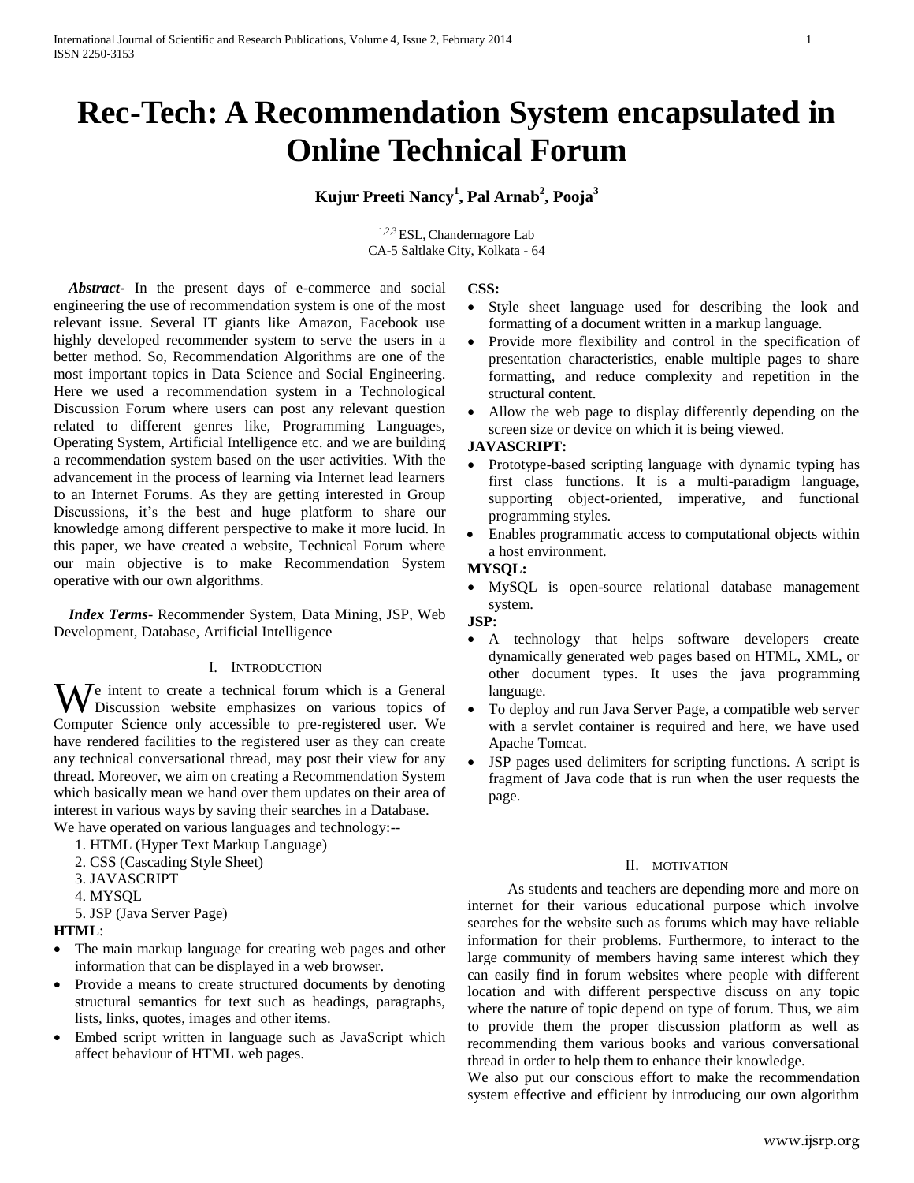# Rec-Tech: A Recommendation System encapsulated in Online Technical Forum

**Kujur Preeti Nancy[1], Pal Arnab[2], Pooja[3]**

[1,2,3] ESL, Chandernagore Lab
CA-5 Saltlake City, Kolkata - 64

***Abstract***- In the present days of e-commerce and social engineering the use of recommendation system is one of the most relevant issue. Several IT giants like Amazon, Facebook use highly developed recommender system to serve the users in a better method. So, Recommendation Algorithms are one of the most important topics in Data Science and Social Engineering. Here we used a recommendation system in a Technological Discussion Forum where users can post any relevant question related to different genres like, Programming Languages, Operating System, Artificial Intelligence etc. and we are building a recommendation system based on the user activities. With the advancement in the process of learning via Internet lead learners to an Internet Forums. As they are getting interested in Group Discussions, it's the best and huge platform to share our knowledge among different perspective to make it more lucid. In this paper, we have created a website, Technical Forum where our main objective is to make Recommendation System operative with our own algorithms.

***Index Terms***- Recommender System, Data Mining, JSP, Web Development, Database, Artificial Intelligence

## I. Introduction

We intent to create a technical forum which is a General Discussion website emphasizes on various topics of Computer Science only accessible to pre-registered user. We have rendered facilities to the registered user as they can create any technical conversational thread, may post their view for any thread. Moreover, we aim on creating a Recommendation System which basically mean we hand over them updates on their area of interest in various ways by saving their searches in a Database.
We have operated on various languages and technology:--

1. HTML (Hyper Text Markup Language)
2. CSS (Cascading Style Sheet)
3. JAVASCRIPT
4. MYSQL
5. JSP (Java Server Page)

**HTML**:

- The main markup language for creating web pages and other information that can be displayed in a web browser.
- Provide a means to create structured documents by denoting structural semantics for text such as headings, paragraphs, lists, links, quotes, images and other items.
- Embed script written in language such as JavaScript which affect behaviour of HTML web pages.

**CSS:**

- Style sheet language used for describing the look and formatting of a document written in a markup language.
- Provide more flexibility and control in the specification of presentation characteristics, enable multiple pages to share formatting, and reduce complexity and repetition in the structural content.
- Allow the web page to display differently depending on the screen size or device on which it is being viewed.

**JAVASCRIPT:**

- Prototype-based scripting language with dynamic typing has first class functions. It is a multi-paradigm language, supporting object-oriented, imperative, and functional programming styles.
- Enables programmatic access to computational objects within a host environment.

**MYSQL:**

- MySQL is open-source relational database management system.

**JSP:**

- A technology that helps software developers create dynamically generated web pages based on HTML, XML, or other document types. It uses the java programming language.
- To deploy and run Java Server Page, a compatible web server with a servlet container is required and here, we have used Apache Tomcat.
- JSP pages used delimiters for scripting functions. A script is fragment of Java code that is run when the user requests the page.

## II. Motivation

As students and teachers are depending more and more on internet for their various educational purpose which involve searches for the website such as forums which may have reliable information for their problems. Furthermore, to interact to the large community of members having same interest which they can easily find in forum websites where people with different location and with different perspective discuss on any topic where the nature of topic depend on type of forum. Thus, we aim to provide them the proper discussion platform as well as recommending them various books and various conversational thread in order to help them to enhance their knowledge.
We also put our conscious effort to make the recommendation system effective and efficient by introducing our own algorithm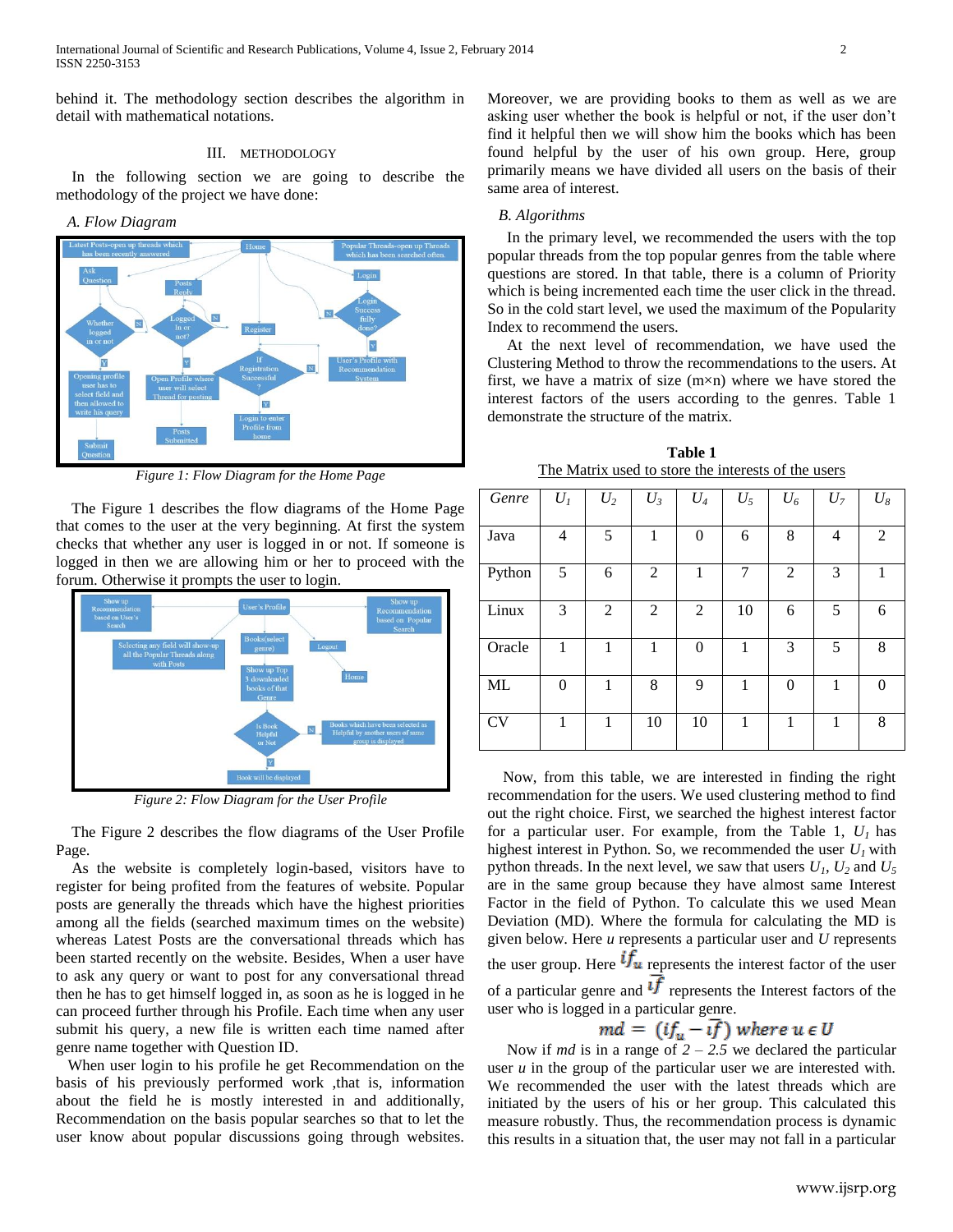behind it. The methodology section describes the algorithm in detail with mathematical notations.

## III. METHODOLOGY

In the following section we are going to describe the methodology of the project we have done:

### A. Flow Diagram

*Figure 1: Flow Diagram for the Home Page*

The Figure 1 describes the flow diagrams of the Home Page that comes to the user at the very beginning. At first the system checks that whether any user is logged in or not. If someone is logged in then we are allowing him or her to proceed with the forum. Otherwise it prompts the user to login.

*Figure 2: Flow Diagram for the User Profile*

The Figure 2 describes the flow diagrams of the User Profile Page.

As the website is completely login-based, visitors have to register for being profited from the features of website. Popular posts are generally the threads which have the highest priorities among all the fields (searched maximum times on the website) whereas Latest Posts are the conversational threads which has been started recently on the website. Besides, When a user have to ask any query or want to post for any conversational thread then he has to get himself logged in, as soon as he is logged in he can proceed further through his Profile. Each time when any user submit his query, a new file is written each time named after genre name together with Question ID.

When user login to his profile he get Recommendation on the basis of his previously performed work ,that is, information about the field he is mostly interested in and additionally, Recommendation on the basis popular searches so that to let the user know about popular discussions going through websites. Moreover, we are providing books to them as well as we are asking user whether the book is helpful or not, if the user don't find it helpful then we will show him the books which has been found helpful by the user of his own group. Here, group primarily means we have divided all users on the basis of their same area of interest.

### B. Algorithms

In the primary level, we recommended the users with the top popular threads from the top popular genres from the table where questions are stored. In that table, there is a column of Priority which is being incremented each time the user click in the thread. So in the cold start level, we used the maximum of the Popularity Index to recommend the users.

At the next level of recommendation, we have used the Clustering Method to throw the recommendations to the users. At first, we have a matrix of size (m×n) where we have stored the interest factors of the users according to the genres. Table 1 demonstrate the structure of the matrix.

**Table 1**

The Matrix used to store the interests of the users

| *Genre* | $U_1$ | $U_2$ | $U_3$ | $U_4$ | $U_5$ | $U_6$ | $U_7$ | $U_8$ |
|---|---|---|---|---|---|---|---|---|
| Java | 4 | 5 | 1 | 0 | 6 | 8 | 4 | 2 |
| Python | 5 | 6 | 2 | 1 | 7 | 2 | 3 | 1 |
| Linux | 3 | 2 | 2 | 2 | 10 | 6 | 5 | 6 |
| Oracle | 1 | 1 | 1 | 0 | 1 | 3 | 5 | 8 |
| ML | 0 | 1 | 8 | 9 | 1 | 0 | 1 | 0 |
| CV | 1 | 1 | 10 | 10 | 1 | 1 | 1 | 8 |

Now, from this table, we are interested in finding the right recommendation for the users. We used clustering method to find out the right choice. First, we searched the highest interest factor for a particular user. For example, from the Table 1, $U_1$ has highest interest in Python. So, we recommended the user $U_1$ with python threads. In the next level, we saw that users $U_1$, $U_2$ and $U_5$ are in the same group because they have almost same Interest Factor in the field of Python. To calculate this we used Mean Deviation (MD). Where the formula for calculating the MD is given below. Here *u* represents a particular user and *U* represents the user group. Here $if_u$ represents the interest factor of the user of a particular genre and $\overline{if}$ represents the Interest factors of the user who is logged in a particular genre.

$$md = (if_u - \overline{if}) \text{ where } u \in U$$

Now if *md* is in a range of *2 – 2.5* we declared the particular user *u* in the group of the particular user we are interested with. We recommended the user with the latest threads which are initiated by the users of his or her group. This calculated this measure robustly. Thus, the recommendation process is dynamic this results in a situation that, the user may not fall in a particular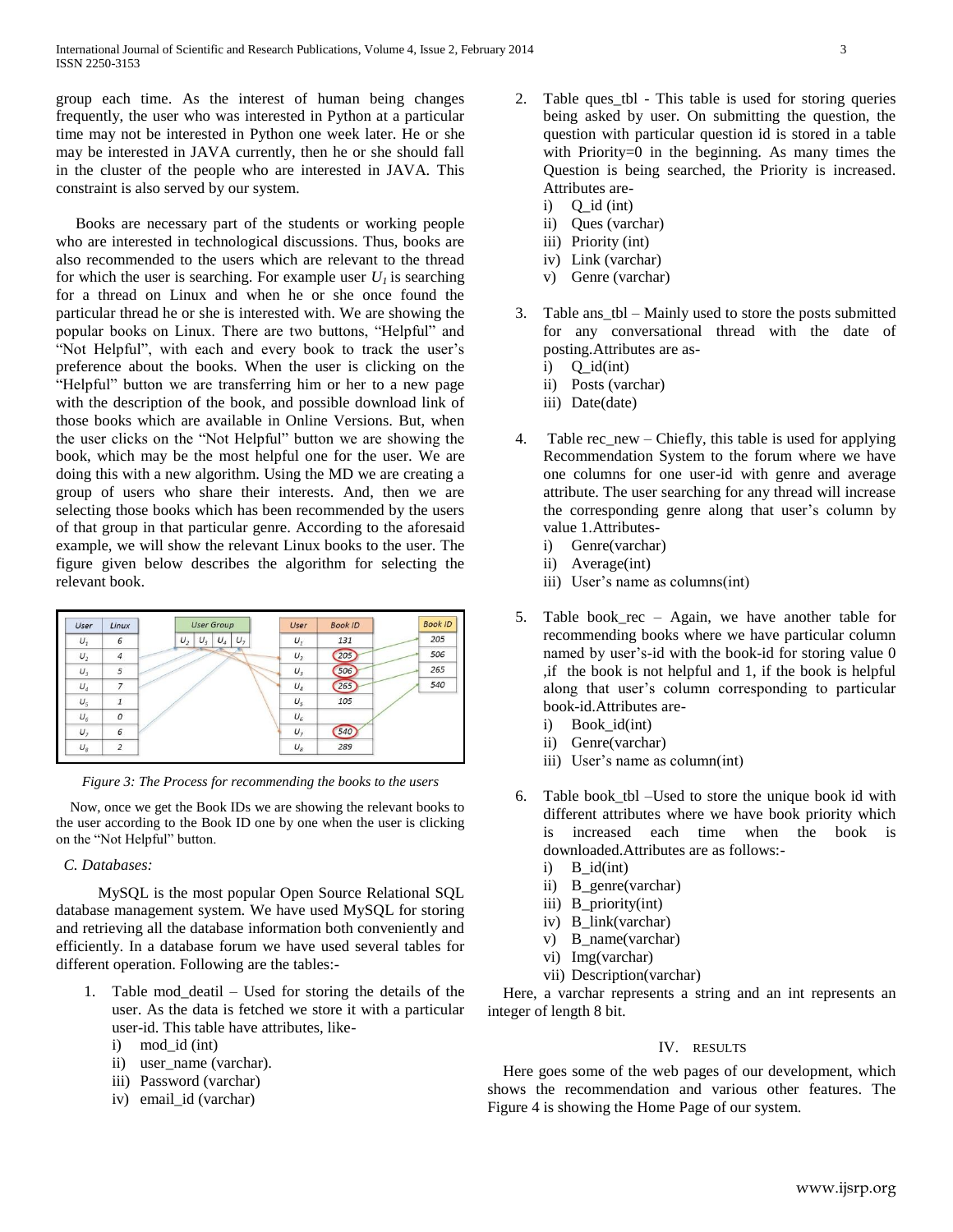group each time. As the interest of human being changes frequently, the user who was interested in Python at a particular time may not be interested in Python one week later. He or she may be interested in JAVA currently, then he or she should fall in the cluster of the people who are interested in JAVA. This constraint is also served by our system.

Books are necessary part of the students or working people who are interested in technological discussions. Thus, books are also recommended to the users which are relevant to the thread for which the user is searching. For example user $U_1$ is searching for a thread on Linux and when he or she once found the particular thread he or she is interested with. We are showing the popular books on Linux. There are two buttons, "Helpful" and "Not Helpful", with each and every book to track the user's preference about the books. When the user is clicking on the "Helpful" button we are transferring him or her to a new page with the description of the book, and possible download link of those books which are available in Online Versions. But, when the user clicks on the "Not Helpful" button we are showing the book, which may be the most helpful one for the user. We are doing this with a new algorithm. Using the MD we are creating a group of users who share their interests. And, then we are selecting those books which has been recommended by the users of that group in that particular genre. According to the aforesaid example, we will show the relevant Linux books to the user. The figure given below describes the algorithm for selecting the relevant book.

| User | Linux |
|---|---|
| $U_1$ | 6 |
| $U_2$ | 4 |
| $U_3$ | 5 |
| $U_4$ | 7 |
| $U_5$ | 1 |
| $U_6$ | 0 |
| $U_7$ | 6 |
| $U_8$ | 2 |

| User Group | | | |
|---|---|---|---|
| $U_2$ | $U_3$ | $U_4$ | $U_7$ |

| User | Book ID |
|---|---|
| $U_1$ | 131 |
| $U_2$ | 205 |
| $U_3$ | 506 |
| $U_4$ | 265 |
| $U_5$ | 105 |
| $U_6$ | |
| $U_7$ | 540 |
| $U_8$ | 289 |

| Book ID |
|---|
| 205 |
| 506 |
| 265 |
| 540 |

*Figure 3: The Process for recommending the books to the users*

Now, once we get the Book IDs we are showing the relevant books to the user according to the Book ID one by one when the user is clicking on the "Not Helpful" button.

### *C. Databases:*

MySQL is the most popular Open Source Relational SQL database management system. We have used MySQL for storing and retrieving all the database information both conveniently and efficiently. In a database forum we have used several tables for different operation. Following are the tables:-

1. Table mod_deatil – Used for storing the details of the user. As the data is fetched we store it with a particular user-id. This table have attributes, like-
   i) mod_id (int)
   ii) user_name (varchar).
   iii) Password (varchar)
   iv) email_id (varchar)

2. Table ques_tbl - This table is used for storing queries being asked by user. On submitting the question, the question with particular question id is stored in a table with Priority=0 in the beginning. As many times the Question is being searched, the Priority is increased. Attributes are-
   i) Q_id (int)
   ii) Ques (varchar)
   iii) Priority (int)
   iv) Link (varchar)
   v) Genre (varchar)

3. Table ans_tbl – Mainly used to store the posts submitted for any conversational thread with the date of posting.Attributes are as-
   i) Q_id(int)
   ii) Posts (varchar)
   iii) Date(date)

4. Table rec_new – Chiefly, this table is used for applying Recommendation System to the forum where we have one columns for one user-id with genre and average attribute. The user searching for any thread will increase the corresponding genre along that user's column by value 1.Attributes-
   i) Genre(varchar)
   ii) Average(int)
   iii) User's name as columns(int)

5. Table book_rec – Again, we have another table for recommending books where we have particular column named by user's-id with the book-id for storing value 0 ,if the book is not helpful and 1, if the book is helpful along that user's column corresponding to particular book-id.Attributes are-
   i) Book_id(int)
   ii) Genre(varchar)
   iii) User's name as column(int)

6. Table book_tbl –Used to store the unique book id with different attributes where we have book priority which is increased each time when the book is downloaded.Attributes are as follows:-
   i) B_id(int)
   ii) B_genre(varchar)
   iii) B_priority(int)
   iv) B_link(varchar)
   v) B_name(varchar)
   vi) Img(varchar)
   vii) Description(varchar)

Here, a varchar represents a string and an int represents an integer of length 8 bit.

## IV. Results

Here goes some of the web pages of our development, which shows the recommendation and various other features. The Figure 4 is showing the Home Page of our system.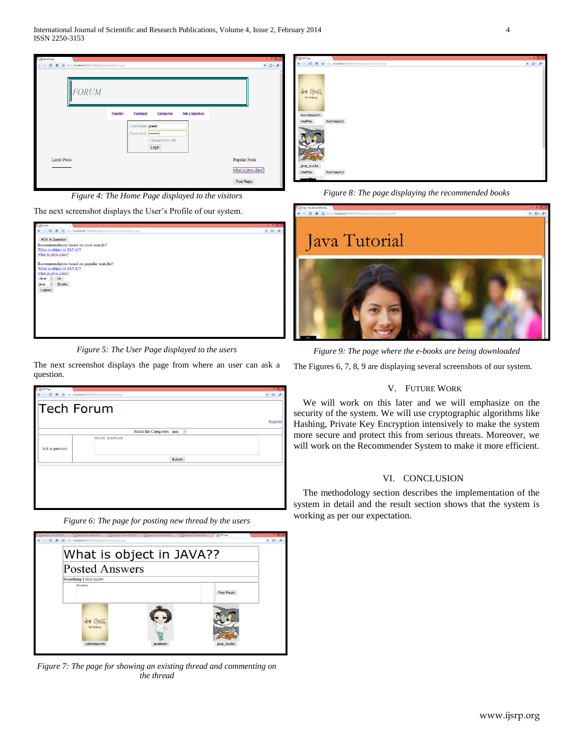Figure 4: The Home Page displayed to the visitors

The next screenshot displays the User's Profile of our system.

Figure 5: The User Page displayed to the users

The next screenshot displays the page from where an user can ask a question.

Figure 6: The page for posting new thread by the users

Figure 7: The page for showing an existing thread and commenting on the thread

Figure 8: The page displaying the recommended books

Figure 9: The page where the e-books are being downloaded

The Figures 6, 7, 8, 9 are displaying several screenshots of our system.

## V. Future Work

We will work on this later and we will emphasize on the security of the system. We will use cryptographic algorithms like Hashing, Private Key Encryption intensively to make the system more secure and protect this from serious threats. Moreover, we will work on the Recommender System to make it more efficient.

## VI. Conclusion

The methodology section describes the implementation of the system in detail and the result section shows that the system is working as per our expectation.